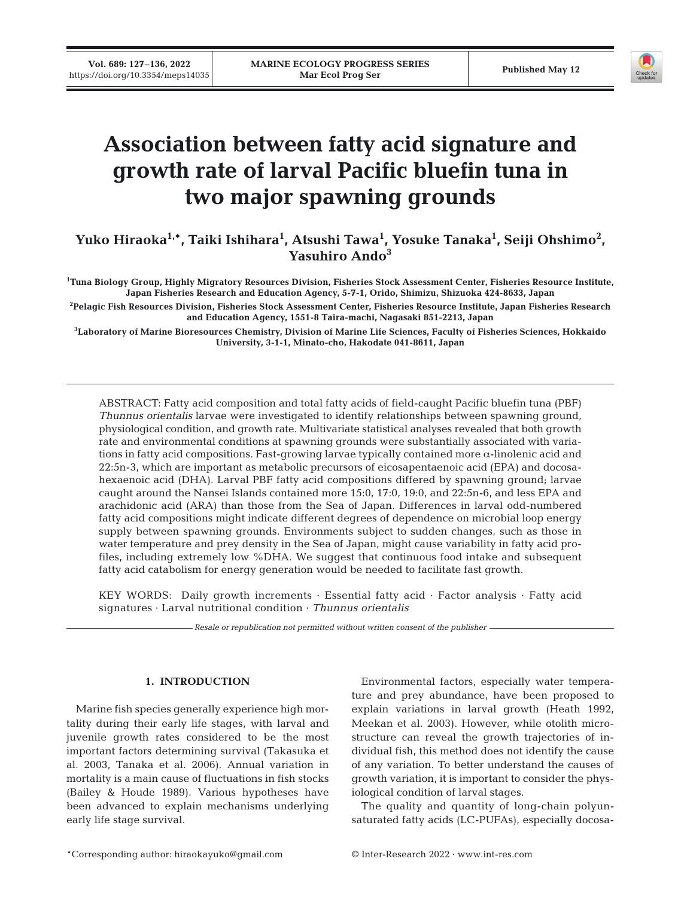# Association between fatty acid signature and growth rate of larval Pacific bluefin tuna in two major spawning grounds

**Yuko Hiraoka[1,*], Taiki Ishihara[1], Atsushi Tawa[1], Yosuke Tanaka[1], Seiji Ohshimo[2], Yasuhiro Ando[3]**

[1]Tuna Biology Group, Highly Migratory Resources Division, Fisheries Stock Assessment Center, Fisheries Resource Institute, Japan Fisheries Research and Education Agency, 5-7-1, Orido, Shimizu, Shizuoka 424-8633, Japan

[2]Pelagic Fish Resources Division, Fisheries Stock Assessment Center, Fisheries Resource Institute, Japan Fisheries Research and Education Agency, 1551-8 Taira-machi, Nagasaki 851-2213, Japan

[3]Laboratory of Marine Bioresources Chemistry, Division of Marine Life Sciences, Faculty of Fisheries Sciences, Hokkaido University, 3-1-1, Minato-cho, Hakodate 041-8611, Japan

ABSTRACT: Fatty acid composition and total fatty acids of field-caught Pacific bluefin tuna (PBF) *Thunnus orientalis* larvae were investigated to identify relationships between spawning ground, physiological condition, and growth rate. Multivariate statistical analyses revealed that both growth rate and environmental conditions at spawning grounds were substantially associated with variations in fatty acid compositions. Fast-growing larvae typically contained more α-linolenic acid and 22:5n-3, which are important as metabolic precursors of eicosapentaenoic acid (EPA) and docosahexaenoic acid (DHA). Larval PBF fatty acid compositions differed by spawning ground; larvae caught around the Nansei Islands contained more 15:0, 17:0, 19:0, and 22:5n-6, and less EPA and arachidonic acid (ARA) than those from the Sea of Japan. Differences in larval odd-numbered fatty acid compositions might indicate different degrees of dependence on microbial loop energy supply between spawning grounds. Environments subject to sudden changes, such as those in water temperature and prey density in the Sea of Japan, might cause variability in fatty acid profiles, including extremely low %DHA. We suggest that continuous food intake and subsequent fatty acid catabolism for energy generation would be needed to facilitate fast growth.

KEY WORDS: Daily growth increments · Essential fatty acid · Factor analysis · Fatty acid signatures · Larval nutritional condition · *Thunnus orientalis*

*Resale or republication not permitted without written consent of the publisher*

## 1. INTRODUCTION

Marine fish species generally experience high mortality during their early life stages, with larval and juvenile growth rates considered to be the most important factors determining survival (Takasuka et al. 2003, Tanaka et al. 2006). Annual variation in mortality is a main cause of fluctuations in fish stocks (Bailey & Houde 1989). Various hypotheses have been advanced to explain mechanisms underlying early life stage survival.

Environmental factors, especially water temperature and prey abundance, have been proposed to explain variations in larval growth (Heath 1992, Meekan et al. 2003). However, while otolith microstructure can reveal the growth trajectories of individual fish, this method does not identify the cause of any variation. To better understand the causes of growth variation, it is important to consider the physiological condition of larval stages.

The quality and quantity of long-chain polyunsaturated fatty acids (LC-PUFAs), especially docosa-

*Corresponding author: hiraokayuko@gmail.com

© Inter-Research 2022 · www.int-res.com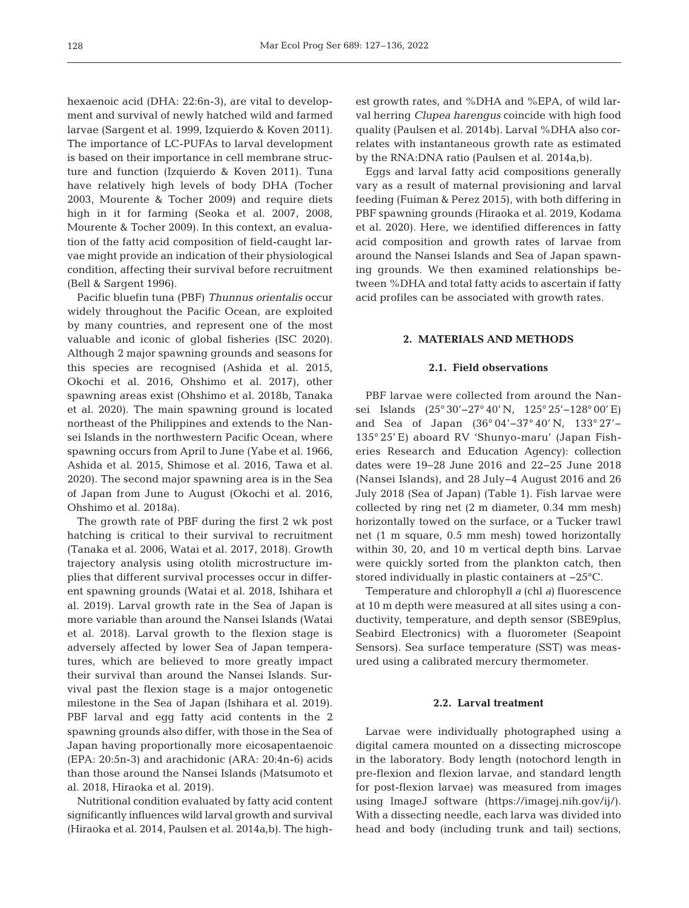hexaenoic acid (DHA: 22:6n-3), are vital to development and survival of newly hatched wild and farmed larvae (Sargent et al. 1999, Izquierdo & Koven 2011). The importance of LC-PUFAs to larval development is based on their importance in cell membrane structure and function (Izquierdo & Koven 2011). Tuna have relatively high levels of body DHA (Tocher 2003, Mourente & Tocher 2009) and require diets high in it for farming (Seoka et al. 2007, 2008, Mourente & Tocher 2009). In this context, an evaluation of the fatty acid composition of field-caught larvae might provide an indication of their physiological condition, affecting their survival before recruitment (Bell & Sargent 1996).

Pacific bluefin tuna (PBF) *Thunnus orientalis* occur widely throughout the Pacific Ocean, are exploited by many countries, and represent one of the most valuable and iconic of global fisheries (ISC 2020). Although 2 major spawning grounds and seasons for this species are recognised (Ashida et al. 2015, Okochi et al. 2016, Ohshimo et al. 2017), other spawning areas exist (Ohshimo et al. 2018b, Tanaka et al. 2020). The main spawning ground is located northeast of the Philippines and extends to the Nansei Islands in the northwestern Pacific Ocean, where spawning occurs from April to June (Yabe et al. 1966, Ashida et al. 2015, Shimose et al. 2016, Tawa et al. 2020). The second major spawning area is in the Sea of Japan from June to August (Okochi et al. 2016, Ohshimo et al. 2018a).

The growth rate of PBF during the first 2 wk post hatching is critical to their survival to recruitment (Tanaka et al. 2006, Watai et al. 2017, 2018). Growth trajectory analysis using otolith microstructure implies that different survival processes occur in different spawning grounds (Watai et al. 2018, Ishihara et al. 2019). Larval growth rate in the Sea of Japan is more variable than around the Nansei Islands (Watai et al. 2018). Larval growth to the flexion stage is adversely affected by lower Sea of Japan temperatures, which are believed to more greatly impact their survival than around the Nansei Islands. Survival past the flexion stage is a major ontogenetic milestone in the Sea of Japan (Ishihara et al. 2019). PBF larval and egg fatty acid contents in the 2 spawning grounds also differ, with those in the Sea of Japan having proportionally more eicosapentaenoic (EPA: 20:5n-3) and arachidonic (ARA: 20:4n-6) acids than those around the Nansei Islands (Matsumoto et al. 2018, Hiraoka et al. 2019).

Nutritional condition evaluated by fatty acid content significantly influences wild larval growth and survival (Hiraoka et al. 2014, Paulsen et al. 2014a,b). The highest growth rates, and %DHA and %EPA, of wild larval herring *Clupea harengus* coincide with high food quality (Paulsen et al. 2014b). Larval %DHA also correlates with instantaneous growth rate as estimated by the RNA:DNA ratio (Paulsen et al. 2014a,b).

Eggs and larval fatty acid compositions generally vary as a result of maternal provisioning and larval feeding (Fuiman & Perez 2015), with both differing in PBF spawning grounds (Hiraoka et al. 2019, Kodama et al. 2020). Here, we identified differences in fatty acid composition and growth rates of larvae from around the Nansei Islands and Sea of Japan spawning grounds. We then examined relationships between %DHA and total fatty acids to ascertain if fatty acid profiles can be associated with growth rates.

## 2. MATERIALS AND METHODS

### 2.1. Field observations

PBF larvae were collected from around the Nansei Islands (25° 30'–27° 40' N, 125° 25'–128° 00' E) and Sea of Japan (36° 04'–37° 40' N, 133° 27'–135° 25' E) aboard RV 'Shunyo-maru' (Japan Fisheries Research and Education Agency): collection dates were 19–28 June 2016 and 22–25 June 2018 (Nansei Islands), and 28 July–4 August 2016 and 26 July 2018 (Sea of Japan) (Table 1). Fish larvae were collected by ring net (2 m diameter, 0.34 mm mesh) horizontally towed on the surface, or a Tucker trawl net (1 m square, 0.5 mm mesh) towed horizontally within 30, 20, and 10 m vertical depth bins. Larvae were quickly sorted from the plankton catch, then stored individually in plastic containers at −25°C.

Temperature and chlorophyll *a* (chl *a*) fluorescence at 10 m depth were measured at all sites using a conductivity, temperature, and depth sensor (SBE9plus, Seabird Electronics) with a fluorometer (Seapoint Sensors). Sea surface temperature (SST) was measured using a calibrated mercury thermometer.

### 2.2. Larval treatment

Larvae were individually photographed using a digital camera mounted on a dissecting microscope in the laboratory. Body length (notochord length in pre-flexion and flexion larvae, and standard length for post-flexion larvae) was measured from images using ImageJ software (https://imagej.nih.gov/ij/). With a dissecting needle, each larva was divided into head and body (including trunk and tail) sections,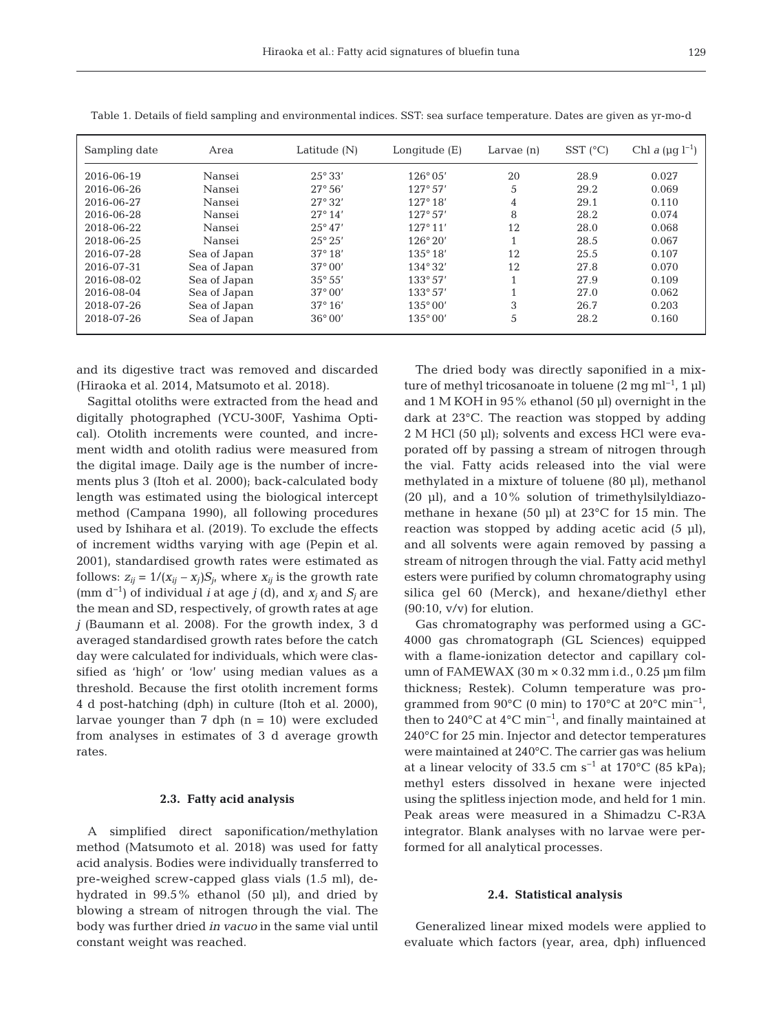Table 1. Details of field sampling and environmental indices. SST: sea surface temperature. Dates are given as yr-mo-d

| Sampling date | Area | Latitude (N) | Longitude (E) | Larvae (n) | SST (°C) | Chl *a* (µg l$^{-1}$) |
|---|---|---|---|---|---|---|
| 2016-06-19 | Nansei | 25° 33′ | 126° 05′ | 20 | 28.9 | 0.027 |
| 2016-06-26 | Nansei | 27° 56′ | 127° 57′ | 5 | 29.2 | 0.069 |
| 2016-06-27 | Nansei | 27° 32′ | 127° 18′ | 4 | 29.1 | 0.110 |
| 2016-06-28 | Nansei | 27° 14′ | 127° 57′ | 8 | 28.2 | 0.074 |
| 2018-06-22 | Nansei | 25° 47′ | 127° 11′ | 12 | 28.0 | 0.068 |
| 2018-06-25 | Nansei | 25° 25′ | 126° 20′ | 1 | 28.5 | 0.067 |
| 2016-07-28 | Sea of Japan | 37° 18′ | 135° 18′ | 12 | 25.5 | 0.107 |
| 2016-07-31 | Sea of Japan | 37° 00′ | 134° 32′ | 12 | 27.8 | 0.070 |
| 2016-08-02 | Sea of Japan | 35° 55′ | 133° 57′ | 1 | 27.9 | 0.109 |
| 2016-08-04 | Sea of Japan | 37° 00′ | 133° 57′ | 1 | 27.0 | 0.062 |
| 2018-07-26 | Sea of Japan | 37° 16′ | 135° 00′ | 3 | 26.7 | 0.203 |
| 2018-07-26 | Sea of Japan | 36° 00′ | 135° 00′ | 5 | 28.2 | 0.160 |

and its digestive tract was removed and discarded (Hiraoka et al. 2014, Matsumoto et al. 2018).

Sagittal otoliths were extracted from the head and digitally photographed (YCU-300F, Yashima Optical). Otolith increments were counted, and increment width and otolith radius were measured from the digital image. Daily age is the number of increments plus 3 (Itoh et al. 2000); back-calculated body length was estimated using the biological intercept method (Campana 1990), all following procedures used by Ishihara et al. (2019). To exclude the effects of increment widths varying with age (Pepin et al. 2001), standardised growth rates were estimated as follows: $z_{ij} = 1/(x_{ij} - x_j)S_j$, where $x_{ij}$ is the growth rate (mm d$^{-1}$) of individual $i$ at age $j$ (d), and $x_j$ and $S_j$ are the mean and SD, respectively, of growth rates at age $j$ (Baumann et al. 2008). For the growth index, 3 d averaged standardised growth rates before the catch day were calculated for individuals, which were classified as 'high' or 'low' using median values as a threshold. Because the first otolith increment forms 4 d post-hatching (dph) in culture (Itoh et al. 2000), larvae younger than 7 dph (n = 10) were excluded from analyses in estimates of 3 d average growth rates.

### 2.3. Fatty acid analysis

A simplified direct saponification/methylation method (Matsumoto et al. 2018) was used for fatty acid analysis. Bodies were individually transferred to pre-weighed screw-capped glass vials (1.5 ml), dehydrated in 99.5% ethanol (50 µl), and dried by blowing a stream of nitrogen through the vial. The body was further dried *in vacuo* in the same vial until constant weight was reached.

The dried body was directly saponified in a mixture of methyl tricosanoate in toluene (2 mg ml$^{-1}$, 1 µl) and 1 M KOH in 95% ethanol (50 µl) overnight in the dark at 23°C. The reaction was stopped by adding 2 M HCl (50 µl); solvents and excess HCl were evaporated off by passing a stream of nitrogen through the vial. Fatty acids released into the vial were methylated in a mixture of toluene (80 µl), methanol (20 µl), and a 10% solution of trimethylsilyldiazomethane in hexane (50 µl) at 23°C for 15 min. The reaction was stopped by adding acetic acid (5 µl), and all solvents were again removed by passing a stream of nitrogen through the vial. Fatty acid methyl esters were purified by column chromatography using silica gel 60 (Merck), and hexane/diethyl ether (90:10, v/v) for elution.

Gas chromatography was performed using a GC-4000 gas chromatograph (GL Sciences) equipped with a flame-ionization detector and capillary column of FAMEWAX (30 m × 0.32 mm i.d., 0.25 µm film thickness; Restek). Column temperature was programmed from 90°C (0 min) to 170°C at 20°C min$^{-1}$, then to 240°C at 4°C min$^{-1}$, and finally maintained at 240°C for 25 min. Injector and detector temperatures were maintained at 240°C. The carrier gas was helium at a linear velocity of 33.5 cm s$^{-1}$ at 170°C (85 kPa); methyl esters dissolved in hexane were injected using the splitless injection mode, and held for 1 min. Peak areas were measured in a Shimadzu C-R3A integrator. Blank analyses with no larvae were performed for all analytical processes.

### 2.4. Statistical analysis

Generalized linear mixed models were applied to evaluate which factors (year, area, dph) influenced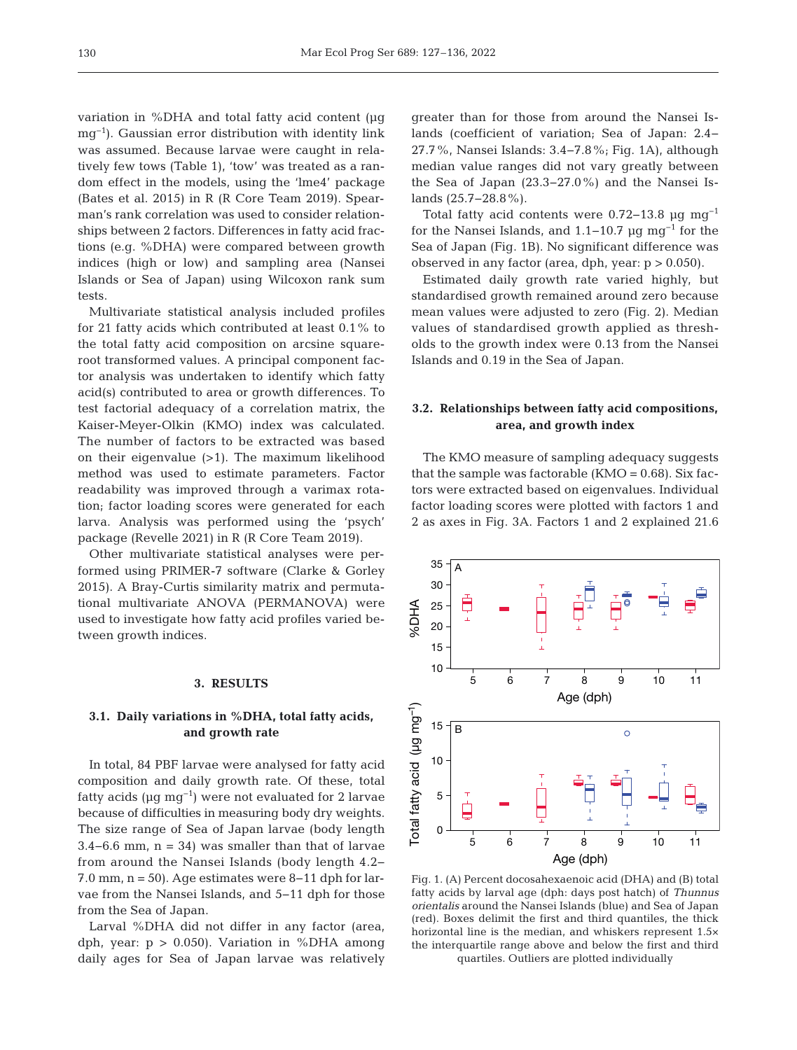variation in %DHA and total fatty acid content (µg mg$^{-1}$). Gaussian error distribution with identity link was assumed. Because larvae were caught in relatively few tows (Table 1), 'tow' was treated as a random effect in the models, using the 'lme4' package (Bates et al. 2015) in R (R Core Team 2019). Spearman's rank correlation was used to consider relationships between 2 factors. Differences in fatty acid fractions (e.g. %DHA) were compared between growth indices (high or low) and sampling area (Nansei Islands or Sea of Japan) using Wilcoxon rank sum tests.

Multivariate statistical analysis included profiles for 21 fatty acids which contributed at least 0.1% to the total fatty acid composition on arcsine square-root transformed values. A principal component factor analysis was undertaken to identify which fatty acid(s) contributed to area or growth differences. To test factorial adequacy of a correlation matrix, the Kaiser-Meyer-Olkin (KMO) index was calculated. The number of factors to be extracted was based on their eigenvalue (>1). The maximum likelihood method was used to estimate parameters. Factor readability was improved through a varimax rotation; factor loading scores were generated for each larva. Analysis was performed using the 'psych' package (Revelle 2021) in R (R Core Team 2019).

Other multivariate statistical analyses were performed using PRIMER-7 software (Clarke & Gorley 2015). A Bray-Curtis similarity matrix and permutational multivariate ANOVA (PERMANOVA) were used to investigate how fatty acid profiles varied between growth indices.

## 3. RESULTS

### 3.1. Daily variations in %DHA, total fatty acids, and growth rate

In total, 84 PBF larvae were analysed for fatty acid composition and daily growth rate. Of these, total fatty acids (µg mg$^{-1}$) were not evaluated for 2 larvae because of difficulties in measuring body dry weights. The size range of Sea of Japan larvae (body length 3.4–6.6 mm, n = 34) was smaller than that of larvae from around the Nansei Islands (body length 4.2–7.0 mm, n = 50). Age estimates were 8–11 dph for larvae from the Nansei Islands, and 5–11 dph for those from the Sea of Japan.

Larval %DHA did not differ in any factor (area, dph, year: $p > 0.050$). Variation in %DHA among daily ages for Sea of Japan larvae was relatively greater than for those from around the Nansei Islands (coefficient of variation; Sea of Japan: 2.4–27.7%, Nansei Islands: 3.4–7.8%; Fig. 1A), although median value ranges did not vary greatly between the Sea of Japan (23.3–27.0%) and the Nansei Islands (25.7–28.8%).

Total fatty acid contents were 0.72–13.8 µg mg$^{-1}$ for the Nansei Islands, and 1.1–10.7 µg mg$^{-1}$ for the Sea of Japan (Fig. 1B). No significant difference was observed in any factor (area, dph, year: $p > 0.050$).

Estimated daily growth rate varied highly, but standardised growth remained around zero because mean values were adjusted to zero (Fig. 2). Median values of standardised growth applied as thresholds to the growth index were 0.13 from the Nansei Islands and 0.19 in the Sea of Japan.

### 3.2. Relationships between fatty acid compositions, area, and growth index

The KMO measure of sampling adequacy suggests that the sample was factorable (KMO = 0.68). Six factors were extracted based on eigenvalues. Individual factor loading scores were plotted with factors 1 and 2 as axes in Fig. 3A. Factors 1 and 2 explained 21.6

Fig. 1. (A) Percent docosahexaenoic acid (DHA) and (B) total fatty acids by larval age (dph: days post hatch) of *Thunnus orientalis* around the Nansei Islands (blue) and Sea of Japan (red). Boxes delimit the first and third quantiles, the thick horizontal line is the median, and whiskers represent 1.5× the interquartile range above and below the first and third quartiles. Outliers are plotted individually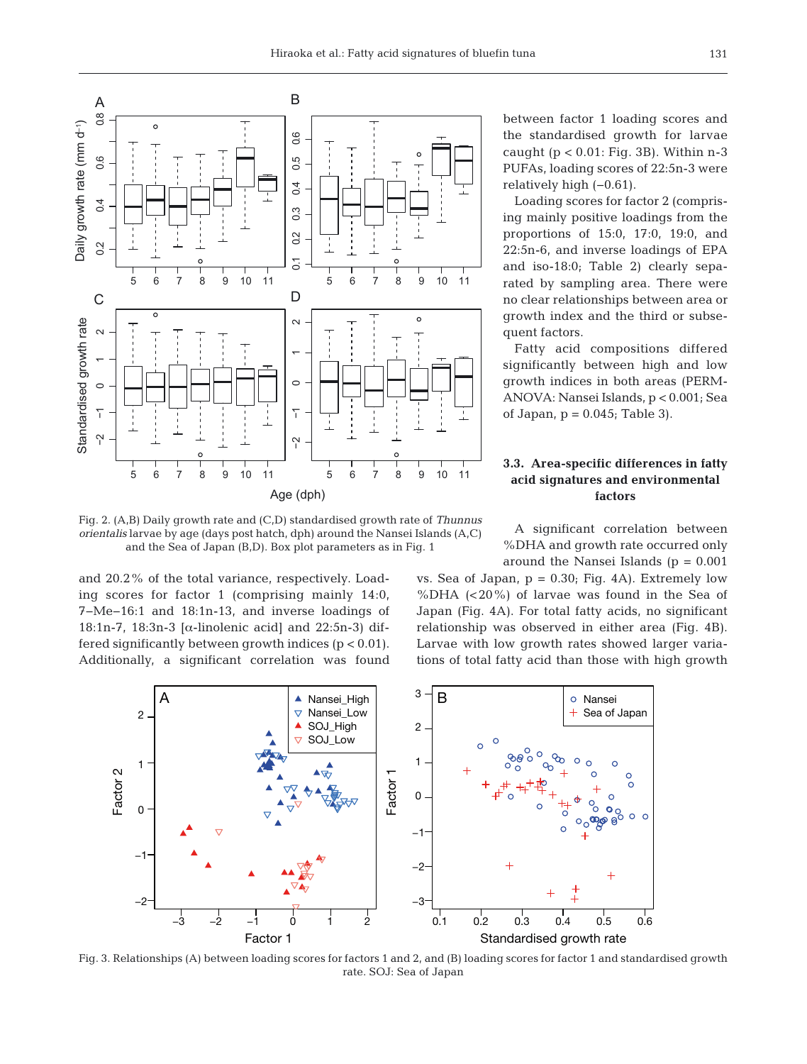Fig. 2. (A,B) Daily growth rate and (C,D) standardised growth rate of *Thunnus orientalis* larvae by age (days post hatch, dph) around the Nansei Islands (A,C) and the Sea of Japan (B,D). Box plot parameters as in Fig. 1

and 20.2% of the total variance, respectively. Loading scores for factor 1 (comprising mainly 14:0, 7–Me–16:1 and 18:1n-13, and inverse loadings of 18:1n-7, 18:3n-3 [α-linolenic acid] and 22:5n-3) differed significantly between growth indices ($p < 0.01$). Additionally, a significant correlation was found between factor 1 loading scores and the standardised growth for larvae caught ($p < 0.01$: Fig. 3B). Within n-3 PUFAs, loading scores of 22:5n-3 were relatively high (–0.61).

Loading scores for factor 2 (comprising mainly positive loadings from the proportions of 15:0, 17:0, 19:0, and 22:5n-6, and inverse loadings of EPA and iso-18:0; Table 2) clearly separated by sampling area. There were no clear relationships between area or growth index and the third or subsequent factors.

Fatty acid compositions differed significantly between high and low growth indices in both areas (PERMANOVA: Nansei Islands, $p < 0.001$; Sea of Japan, $p = 0.045$; Table 3).

### 3.3. Area-specific differences in fatty acid signatures and environmental factors

A significant correlation between %DHA and growth rate occurred only around the Nansei Islands ($p = 0.001$ vs. Sea of Japan, $p = 0.30$; Fig. 4A). Extremely low %DHA (<20%) of larvae was found in the Sea of Japan (Fig. 4A). For total fatty acids, no significant relationship was observed in either area (Fig. 4B). Larvae with low growth rates showed larger variations of total fatty acid than those with high growth

Fig. 3. Relationships (A) between loading scores for factors 1 and 2, and (B) loading scores for factor 1 and standardised growth rate. SOJ: Sea of Japan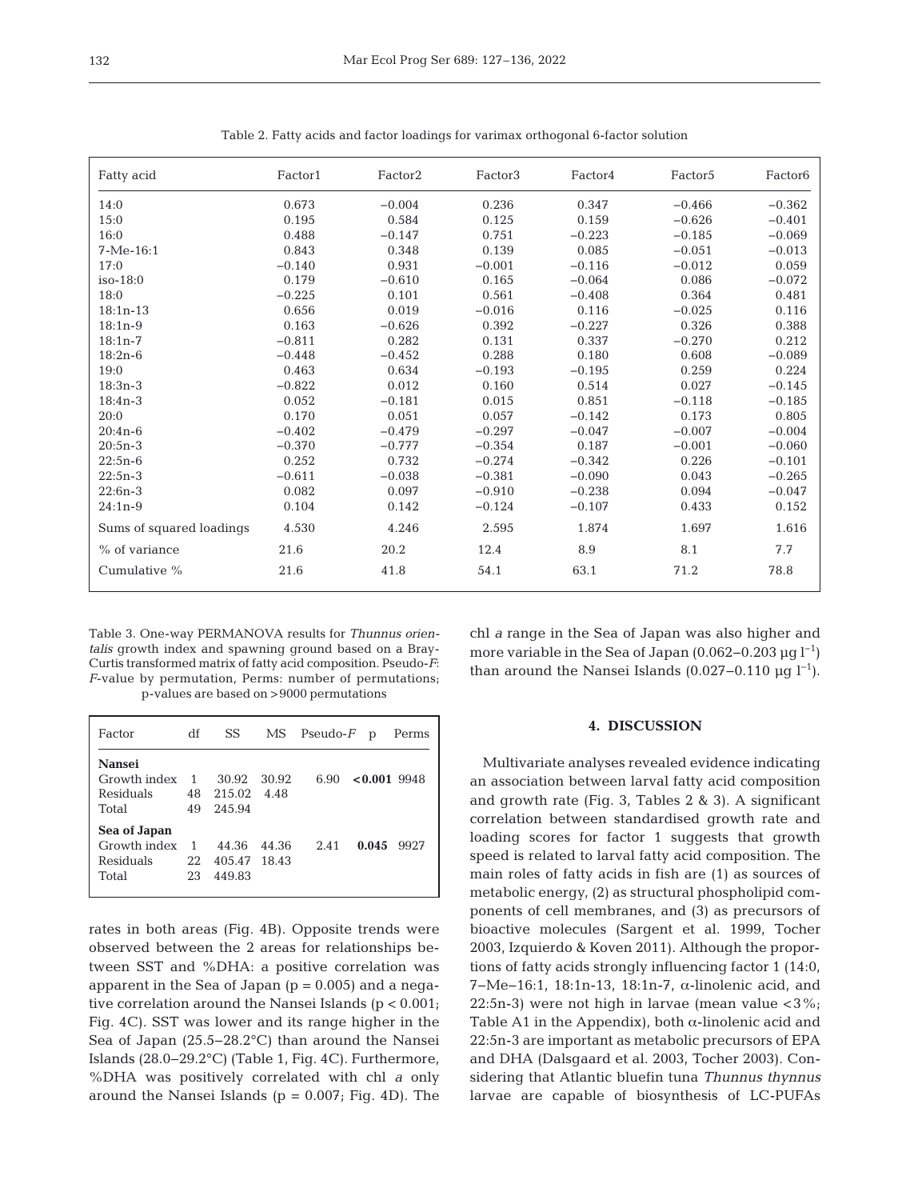Table 2. Fatty acids and factor loadings for varimax orthogonal 6-factor solution

| Fatty acid | Factor1 | Factor2 | Factor3 | Factor4 | Factor5 | Factor6 |
|---|---|---|---|---|---|---|
| 14:0 | 0.673 | −0.004 | 0.236 | 0.347 | −0.466 | −0.362 |
| 15:0 | 0.195 | 0.584 | 0.125 | 0.159 | −0.626 | −0.401 |
| 16:0 | 0.488 | −0.147 | 0.751 | −0.223 | −0.185 | −0.069 |
| 7-Me-16:1 | 0.843 | 0.348 | 0.139 | 0.085 | −0.051 | −0.013 |
| 17:0 | −0.140 | 0.931 | −0.001 | −0.116 | −0.012 | 0.059 |
| iso-18:0 | 0.179 | −0.610 | 0.165 | −0.064 | 0.086 | −0.072 |
| 18:0 | −0.225 | 0.101 | 0.561 | −0.408 | 0.364 | 0.481 |
| 18:1n-13 | 0.656 | 0.019 | −0.016 | 0.116 | −0.025 | 0.116 |
| 18:1n-9 | 0.163 | −0.626 | 0.392 | −0.227 | 0.326 | 0.388 |
| 18:1n-7 | −0.811 | 0.282 | 0.131 | 0.337 | −0.270 | 0.212 |
| 18:2n-6 | −0.448 | −0.452 | 0.288 | 0.180 | 0.608 | −0.089 |
| 19:0 | 0.463 | 0.634 | −0.193 | −0.195 | 0.259 | 0.224 |
| 18:3n-3 | −0.822 | 0.012 | 0.160 | 0.514 | 0.027 | −0.145 |
| 18:4n-3 | 0.052 | −0.181 | 0.015 | 0.851 | −0.118 | −0.185 |
| 20:0 | 0.170 | 0.051 | 0.057 | −0.142 | 0.173 | 0.805 |
| 20:4n-6 | −0.402 | −0.479 | −0.297 | −0.047 | −0.007 | −0.004 |
| 20:5n-3 | −0.370 | −0.777 | −0.354 | 0.187 | −0.001 | −0.060 |
| 22:5n-6 | 0.252 | 0.732 | −0.274 | −0.342 | 0.226 | −0.101 |
| 22:5n-3 | −0.611 | −0.038 | −0.381 | −0.090 | 0.043 | −0.265 |
| 22:6n-3 | 0.082 | 0.097 | −0.910 | −0.238 | 0.094 | −0.047 |
| 24:1n-9 | 0.104 | 0.142 | −0.124 | −0.107 | 0.433 | 0.152 |
| Sums of squared loadings | 4.530 | 4.246 | 2.595 | 1.874 | 1.697 | 1.616 |
| % of variance | 21.6 | 20.2 | 12.4 | 8.9 | 8.1 | 7.7 |
| Cumulative % | 21.6 | 41.8 | 54.1 | 63.1 | 71.2 | 78.8 |

Table 3. One-way PERMANOVA results for *Thunnus orientalis* growth index and spawning ground based on a Bray-Curtis transformed matrix of fatty acid composition. Pseudo-*F*: *F*-value by permutation, Perms: number of permutations; p-values are based on >9000 permutations

| Factor | df | SS | MS | Pseudo-*F* | p | Perms |
|---|---|---|---|---|---|---|
| **Nansei** | | | | | | |
| Growth index | 1 | 30.92 | 30.92 | 6.90 | **<0.001** | 9948 |
| Residuals | 48 | 215.02 | 4.48 | | | |
| Total | 49 | 245.94 | | | | |
| **Sea of Japan** | | | | | | |
| Growth index | 1 | 44.36 | 44.36 | 2.41 | **0.045** | 9927 |
| Residuals | 22 | 405.47 | 18.43 | | | |
| Total | 23 | 449.83 | | | | |

rates in both areas (Fig. 4B). Opposite trends were observed between the 2 areas for relationships between SST and %DHA: a positive correlation was apparent in the Sea of Japan ($p = 0.005$) and a negative correlation around the Nansei Islands ($p < 0.001$; Fig. 4C). SST was lower and its range higher in the Sea of Japan (25.5–28.2°C) than around the Nansei Islands (28.0–29.2°C) (Table 1, Fig. 4C). Furthermore, %DHA was positively correlated with chl *a* only around the Nansei Islands ($p = 0.007$; Fig. 4D). The chl *a* range in the Sea of Japan was also higher and more variable in the Sea of Japan (0.062–0.203 µg $l^{-1}$) than around the Nansei Islands (0.027–0.110 µg $l^{-1}$).

## 4. DISCUSSION

Multivariate analyses revealed evidence indicating an association between larval fatty acid composition and growth rate (Fig. 3, Tables 2 & 3). A significant correlation between standardised growth rate and loading scores for factor 1 suggests that growth speed is related to larval fatty acid composition. The main roles of fatty acids in fish are (1) as sources of metabolic energy, (2) as structural phospholipid components of cell membranes, and (3) as precursors of bioactive molecules (Sargent et al. 1999, Tocher 2003, Izquierdo & Koven 2011). Although the proportions of fatty acids strongly influencing factor 1 (14:0, 7–Me–16:1, 18:1n-13, 18:1n-7, α-linolenic acid, and 22:5n-3) were not high in larvae (mean value <3%; Table A1 in the Appendix), both α-linolenic acid and 22:5n-3 are important as metabolic precursors of EPA and DHA (Dalsgaard et al. 2003, Tocher 2003). Considering that Atlantic bluefin tuna *Thunnus thynnus* larvae are capable of biosynthesis of LC-PUFAs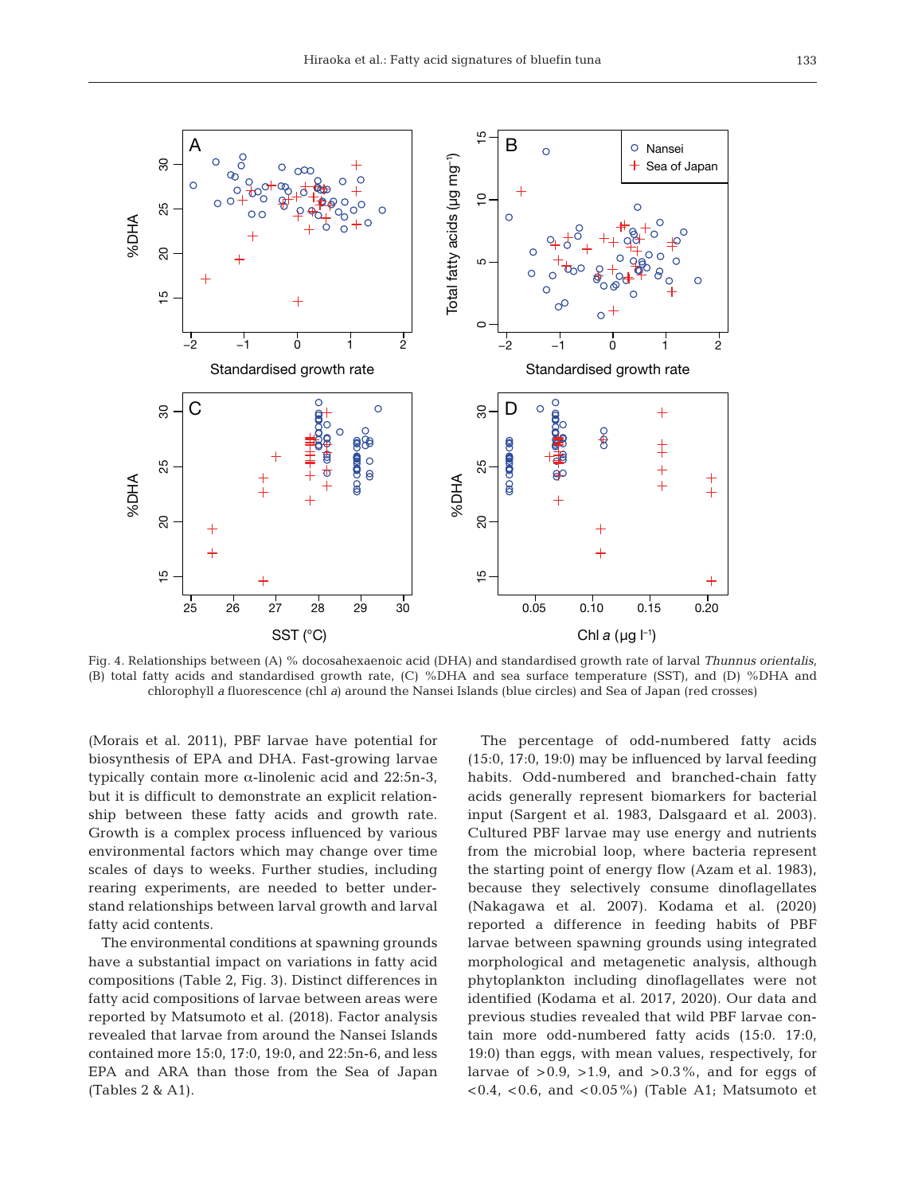Fig. 4. Relationships between (A) % docosahexaenoic acid (DHA) and standardised growth rate of larval *Thunnus orientalis*, (B) total fatty acids and standardised growth rate, (C) %DHA and sea surface temperature (SST), and (D) %DHA and chlorophyll *a* fluorescence (chl *a*) around the Nansei Islands (blue circles) and Sea of Japan (red crosses)

(Morais et al. 2011), PBF larvae have potential for biosynthesis of EPA and DHA. Fast-growing larvae typically contain more α-linolenic acid and 22:5n-3, but it is difficult to demonstrate an explicit relationship between these fatty acids and growth rate. Growth is a complex process influenced by various environmental factors which may change over time scales of days to weeks. Further studies, including rearing experiments, are needed to better understand relationships between larval growth and larval fatty acid contents.

The environmental conditions at spawning grounds have a substantial impact on variations in fatty acid compositions (Table 2, Fig. 3). Distinct differences in fatty acid compositions of larvae between areas were reported by Matsumoto et al. (2018). Factor analysis revealed that larvae from around the Nansei Islands contained more 15:0, 17:0, 19:0, and 22:5n-6, and less EPA and ARA than those from the Sea of Japan (Tables 2 & A1).

The percentage of odd-numbered fatty acids (15:0, 17:0, 19:0) may be influenced by larval feeding habits. Odd-numbered and branched-chain fatty acids generally represent biomarkers for bacterial input (Sargent et al. 1983, Dalsgaard et al. 2003). Cultured PBF larvae may use energy and nutrients from the microbial loop, where bacteria represent the starting point of energy flow (Azam et al. 1983), because they selectively consume dinoflagellates (Nakagawa et al. 2007). Kodama et al. (2020) reported a difference in feeding habits of PBF larvae between spawning grounds using integrated morphological and metagenetic analysis, although phytoplankton including dinoflagellates were not identified (Kodama et al. 2017, 2020). Our data and previous studies revealed that wild PBF larvae contain more odd-numbered fatty acids (15:0. 17:0, 19:0) than eggs, with mean values, respectively, for larvae of >0.9, >1.9, and >0.3%, and for eggs of <0.4, <0.6, and <0.05%) (Table A1; Matsumoto et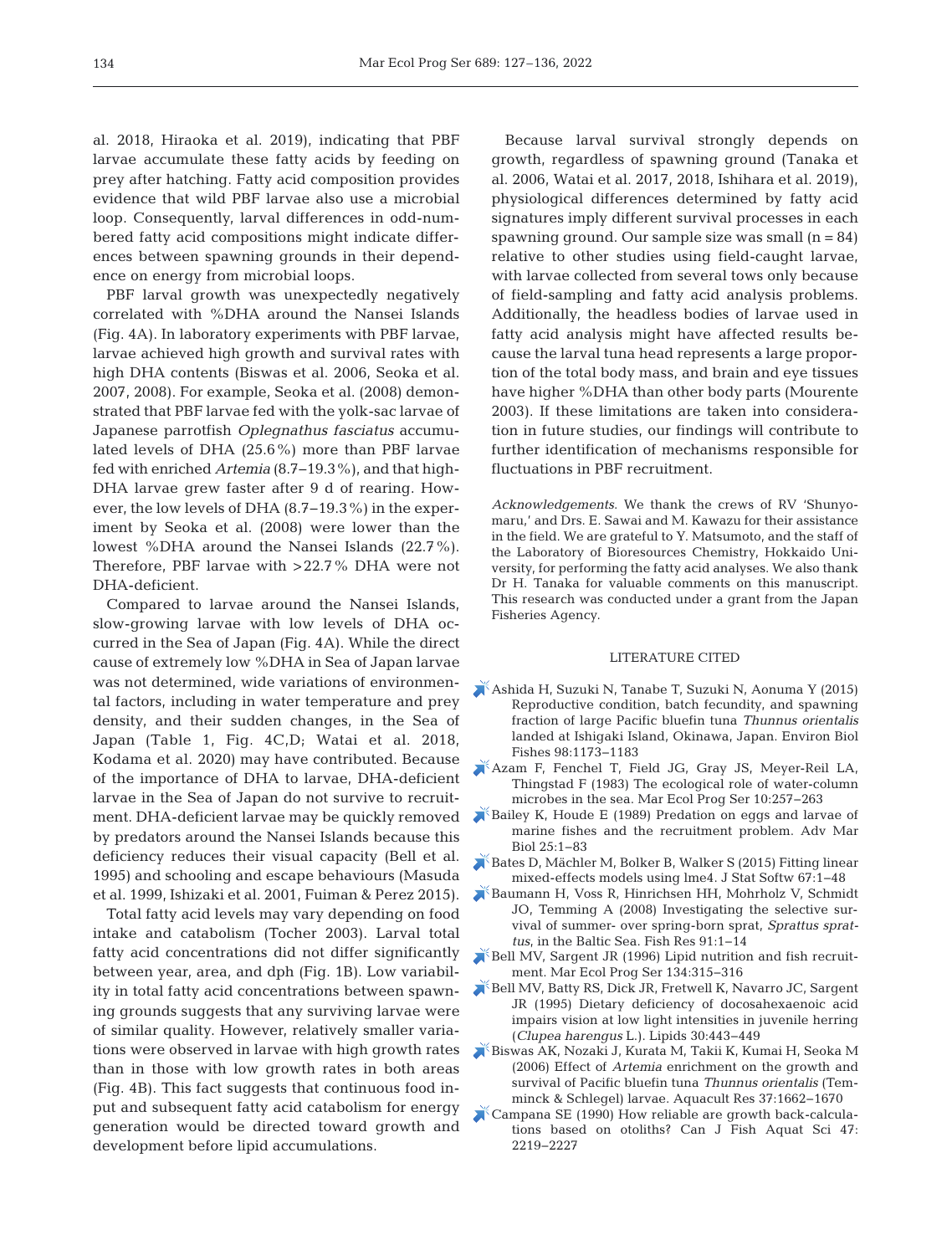al. 2018, Hiraoka et al. 2019), indicating that PBF larvae accumulate these fatty acids by feeding on prey after hatching. Fatty acid composition provides evidence that wild PBF larvae also use a microbial loop. Consequently, larval differences in odd-numbered fatty acid compositions might indicate differences between spawning grounds in their dependence on energy from microbial loops.

PBF larval growth was unexpectedly negatively correlated with %DHA around the Nansei Islands (Fig. 4A). In laboratory experiments with PBF larvae, larvae achieved high growth and survival rates with high DHA contents (Biswas et al. 2006, Seoka et al. 2007, 2008). For example, Seoka et al. (2008) demonstrated that PBF larvae fed with the yolk-sac larvae of Japanese parrotfish *Oplegnathus fasciatus* accumulated levels of DHA (25.6%) more than PBF larvae fed with enriched *Artemia* (8.7–19.3%), and that high-DHA larvae grew faster after 9 d of rearing. However, the low levels of DHA (8.7–19.3%) in the experiment by Seoka et al. (2008) were lower than the lowest %DHA around the Nansei Islands (22.7%). Therefore, PBF larvae with >22.7% DHA were not DHA-deficient.

Compared to larvae around the Nansei Islands, slow-growing larvae with low levels of DHA occurred in the Sea of Japan (Fig. 4A). While the direct cause of extremely low %DHA in Sea of Japan larvae was not determined, wide variations of environmental factors, including in water temperature and prey density, and their sudden changes, in the Sea of Japan (Table 1, Fig. 4C,D; Watai et al. 2018, Kodama et al. 2020) may have contributed. Because of the importance of DHA to larvae, DHA-deficient larvae in the Sea of Japan do not survive to recruitment. DHA-deficient larvae may be quickly removed by predators around the Nansei Islands because this deficiency reduces their visual capacity (Bell et al. 1995) and schooling and escape behaviours (Masuda et al. 1999, Ishizaki et al. 2001, Fuiman & Perez 2015).

Total fatty acid levels may vary depending on food intake and catabolism (Tocher 2003). Larval total fatty acid concentrations did not differ significantly between year, area, and dph (Fig. 1B). Low variability in total fatty acid concentrations between spawning grounds suggests that any surviving larvae were of similar quality. However, relatively smaller variations were observed in larvae with high growth rates than in those with low growth rates in both areas (Fig. 4B). This fact suggests that continuous food input and subsequent fatty acid catabolism for energy generation would be directed toward growth and development before lipid accumulations.

Because larval survival strongly depends on growth, regardless of spawning ground (Tanaka et al. 2006, Watai et al. 2017, 2018, Ishihara et al. 2019), physiological differences determined by fatty acid signatures imply different survival processes in each spawning ground. Our sample size was small (n = 84) relative to other studies using field-caught larvae, with larvae collected from several tows only because of field-sampling and fatty acid analysis problems. Additionally, the headless bodies of larvae used in fatty acid analysis might have affected results because the larval tuna head represents a large proportion of the total body mass, and brain and eye tissues have higher %DHA than other body parts (Mourente 2003). If these limitations are taken into consideration in future studies, our findings will contribute to further identification of mechanisms responsible for fluctuations in PBF recruitment.

*Acknowledgements*. We thank the crews of RV 'Shunyo-maru,' and Drs. E. Sawai and M. Kawazu for their assistance in the field. We are grateful to Y. Matsumoto, and the staff of the Laboratory of Bioresources Chemistry, Hokkaido University, for performing the fatty acid analyses. We also thank Dr H. Tanaka for valuable comments on this manuscript. This research was conducted under a grant from the Japan Fisheries Agency.

## LITERATURE CITED

- Ashida H, Suzuki N, Tanabe T, Suzuki N, Aonuma Y (2015) Reproductive condition, batch fecundity, and spawning fraction of large Pacific bluefin tuna *Thunnus orientalis* landed at Ishigaki Island, Okinawa, Japan. Environ Biol Fishes 98:1173–1183
- Azam F, Fenchel T, Field JG, Gray JS, Meyer-Reil LA, Thingstad F (1983) The ecological role of water-column microbes in the sea. Mar Ecol Prog Ser 10:257–263
- Bailey K, Houde E (1989) Predation on eggs and larvae of marine fishes and the recruitment problem. Adv Mar Biol 25:1–83
- Bates D, Mächler M, Bolker B, Walker S (2015) Fitting linear mixed-effects models using lme4. J Stat Softw 67:1–48
- Baumann H, Voss R, Hinrichsen HH, Mohrholz V, Schmidt JO, Temming A (2008) Investigating the selective survival of summer- over spring-born sprat, *Sprattus sprattus*, in the Baltic Sea. Fish Res 91:1–14
- Bell MV, Sargent JR (1996) Lipid nutrition and fish recruitment. Mar Ecol Prog Ser 134:315–316
- Bell MV, Batty RS, Dick JR, Fretwell K, Navarro JC, Sargent JR (1995) Dietary deficiency of docosahexaenoic acid impairs vision at low light intensities in juvenile herring (*Clupea harengus* L.). Lipids 30:443–449
- Biswas AK, Nozaki J, Kurata M, Takii K, Kumai H, Seoka M (2006) Effect of *Artemia* enrichment on the growth and survival of Pacific bluefin tuna *Thunnus orientalis* (Temminck & Schlegel) larvae. Aquacult Res 37:1662–1670
- Campana SE (1990) How reliable are growth back-calculations based on otoliths? Can J Fish Aquat Sci 47: 2219–2227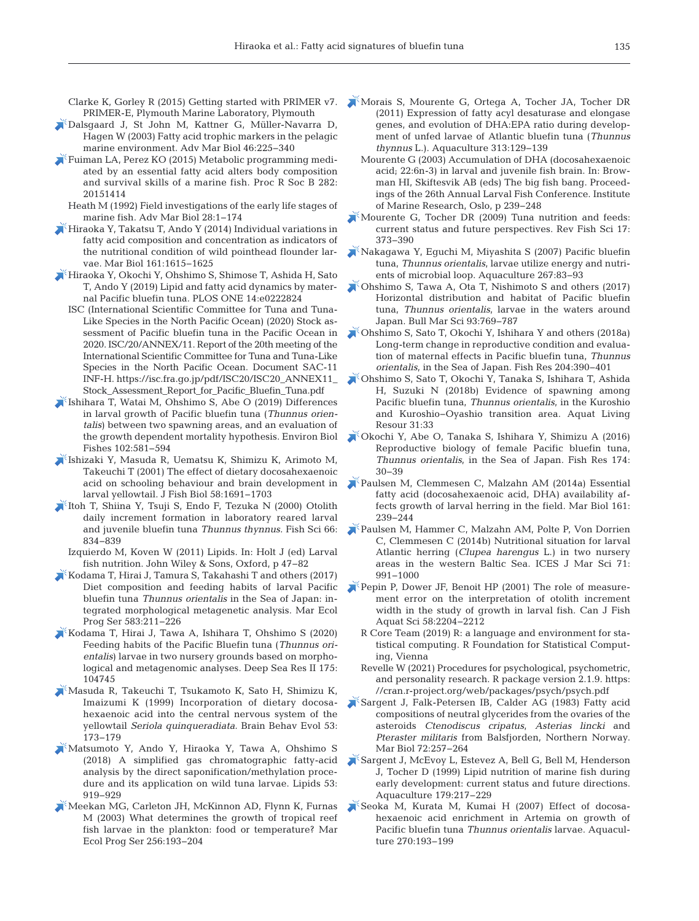Clarke K, Gorley R (2015) Getting started with PRIMER v7. PRIMER-E, Plymouth Marine Laboratory, Plymouth

Dalsgaard J, St John M, Kattner G, Müller-Navarra D, Hagen W (2003) Fatty acid trophic markers in the pelagic marine environment. Adv Mar Biol 46:225–340

Fuiman LA, Perez KO (2015) Metabolic programming mediated by an essential fatty acid alters body composition and survival skills of a marine fish. Proc R Soc B 282: 20151414

Heath M (1992) Field investigations of the early life stages of marine fish. Adv Mar Biol 28:1–174

Hiraoka Y, Takatsu T, Ando Y (2014) Individual variations in fatty acid composition and concentration as indicators of the nutritional condition of wild pointhead flounder larvae. Mar Biol 161:1615–1625

Hiraoka Y, Okochi Y, Ohshimo S, Shimose T, Ashida H, Sato T, Ando Y (2019) Lipid and fatty acid dynamics by maternal Pacific bluefin tuna. PLOS ONE 14:e0222824

ISC (International Scientific Committee for Tuna and Tuna-Like Species in the North Pacific Ocean) (2020) Stock assessment of Pacific bluefin tuna in the Pacific Ocean in 2020. ISC/20/ANNEX/11. Report of the 20th meeting of the International Scientific Committee for Tuna and Tuna-Like Species in the North Pacific Ocean. Document SAC-11 INF-H. https://isc.fra.go.jp/pdf/ISC20/ISC20_ANNEX11_Stock_Assessment_Report_for_Pacific_Bluefin_Tuna.pdf

Ishihara T, Watai M, Ohshimo S, Abe O (2019) Differences in larval growth of Pacific bluefin tuna (*Thunnus orientalis*) between two spawning areas, and an evaluation of the growth dependent mortality hypothesis. Environ Biol Fishes 102:581–594

Ishizaki Y, Masuda R, Uematsu K, Shimizu K, Arimoto M, Takeuchi T (2001) The effect of dietary docosahexaenoic acid on schooling behaviour and brain development in larval yellowtail. J Fish Biol 58:1691–1703

Itoh T, Shiina Y, Tsuji S, Endo F, Tezuka N (2000) Otolith daily increment formation in laboratory reared larval and juvenile bluefin tuna *Thunnus thynnus*. Fish Sci 66: 834–839

Izquierdo M, Koven W (2011) Lipids. In: Holt J (ed) Larval fish nutrition. John Wiley & Sons, Oxford, p 47–82

Kodama T, Hirai J, Tamura S, Takahashi T and others (2017) Diet composition and feeding habits of larval Pacific bluefin tuna *Thunnus orientalis* in the Sea of Japan: integrated morphological metagenetic analysis. Mar Ecol Prog Ser 583:211–226

Kodama T, Hirai J, Tawa A, Ishihara T, Ohshimo S (2020) Feeding habits of the Pacific Bluefin tuna (*Thunnus orientalis*) larvae in two nursery grounds based on morphological and metagenomic analyses. Deep Sea Res II 175: 104745

Masuda R, Takeuchi T, Tsukamoto K, Sato H, Shimizu K, Imaizumi K (1999) Incorporation of dietary docosahexaenoic acid into the central nervous system of the yellowtail *Seriola quinqueradiata*. Brain Behav Evol 53: 173–179

Matsumoto Y, Ando Y, Hiraoka Y, Tawa A, Ohshimo S (2018) A simplified gas chromatographic fatty-acid analysis by the direct saponification/methylation procedure and its application on wild tuna larvae. Lipids 53: 919–929

Meekan MG, Carleton JH, McKinnon AD, Flynn K, Furnas M (2003) What determines the growth of tropical reef fish larvae in the plankton: food or temperature? Mar Ecol Prog Ser 256:193–204

Morais S, Mourente G, Ortega A, Tocher JA, Tocher DR (2011) Expression of fatty acyl desaturase and elongase genes, and evolution of DHA:EPA ratio during development of unfed larvae of Atlantic bluefin tuna (*Thunnus thynnus* L.). Aquaculture 313:129–139

Mourente G (2003) Accumulation of DHA (docosahexaenoic acid; 22:6n-3) in larval and juvenile fish brain. In: Browman HI, Skiftesvik AB (eds) The big fish bang. Proceedings of the 26th Annual Larval Fish Conference. Institute of Marine Research, Oslo, p 239–248

Mourente G, Tocher DR (2009) Tuna nutrition and feeds: current status and future perspectives. Rev Fish Sci 17: 373–390

Nakagawa Y, Eguchi M, Miyashita S (2007) Pacific bluefin tuna, *Thunnus orientalis*, larvae utilize energy and nutrients of microbial loop. Aquaculture 267:83–93

Ohshimo S, Tawa A, Ota T, Nishimoto S and others (2017) Horizontal distribution and habitat of Pacific bluefin tuna, *Thunnus orientalis*, larvae in the waters around Japan. Bull Mar Sci 93:769–787

Ohshimo S, Sato T, Okochi Y, Ishihara Y and others (2018a) Long-term change in reproductive condition and evaluation of maternal effects in Pacific bluefin tuna, *Thunnus orientalis*, in the Sea of Japan. Fish Res 204:390–401

Ohshimo S, Sato T, Okochi Y, Tanaka S, Ishihara T, Ashida H, Suzuki N (2018b) Evidence of spawning among Pacific bluefin tuna, *Thunnus orientalis*, in the Kuroshio and Kuroshio–Oyashio transition area. Aquat Living Resour 31:33

Okochi Y, Abe O, Tanaka S, Ishihara Y, Shimizu A (2016) Reproductive biology of female Pacific bluefin tuna, *Thunnus orientalis*, in the Sea of Japan. Fish Res 174: 30–39

Paulsen M, Clemmesen C, Malzahn AM (2014a) Essential fatty acid (docosahexaenoic acid, DHA) availability affects growth of larval herring in the field. Mar Biol 161: 239–244

Paulsen M, Hammer C, Malzahn AM, Polte P, Von Dorrien C, Clemmesen C (2014b) Nutritional situation for larval Atlantic herring (*Clupea harengus* L.) in two nursery areas in the western Baltic Sea. ICES J Mar Sci 71: 991–1000

Pepin P, Dower JF, Benoit HP (2001) The role of measurement error on the interpretation of otolith increment width in the study of growth in larval fish. Can J Fish Aquat Sci 58:2204–2212

R Core Team (2019) R: a language and environment for statistical computing. R Foundation for Statistical Computing, Vienna

Revelle W (2021) Procedures for psychological, psychometric, and personality research. R package version 2.1.9. https://cran.r-project.org/web/packages/psych/psych.pdf

Sargent J, Falk-Petersen IB, Calder AG (1983) Fatty acid compositions of neutral glycerides from the ovaries of the asteroids *Ctenodiscus cripatus*, *Asterias lincki* and *Pteraster militaris* from Balsfjorden, Northern Norway. Mar Biol 72:257–264

Sargent J, McEvoy L, Estevez A, Bell G, Bell M, Henderson J, Tocher D (1999) Lipid nutrition of marine fish during early development: current status and future directions. Aquaculture 179:217–229

Seoka M, Kurata M, Kumai H (2007) Effect of docosahexaenoic acid enrichment in Artemia on growth of Pacific bluefin tuna *Thunnus orientalis* larvae. Aquaculture 270:193–199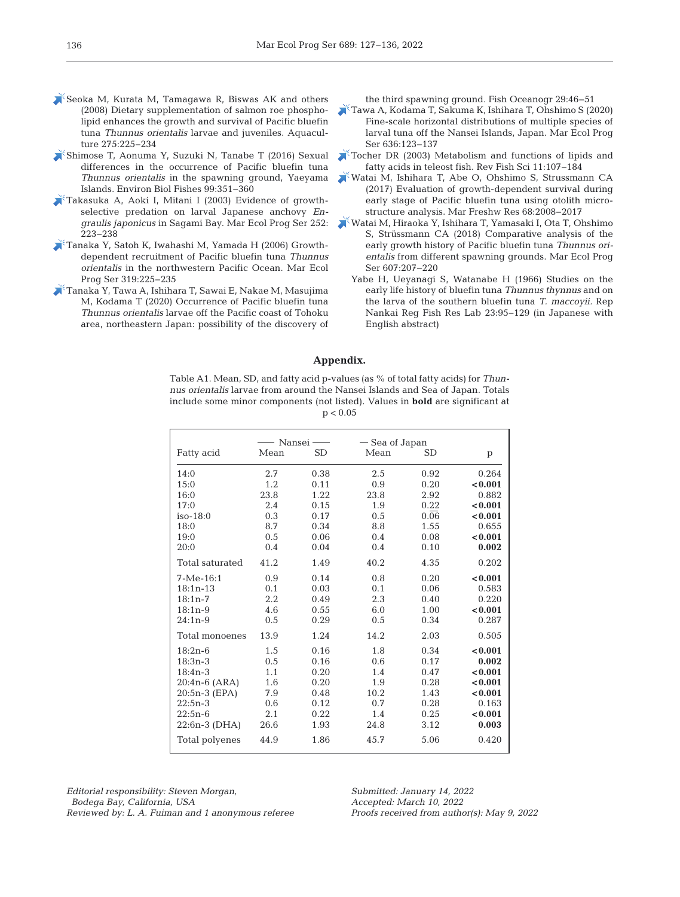Seoka M, Kurata M, Tamagawa R, Biswas AK and others (2008) Dietary supplementation of salmon roe phospholipid enhances the growth and survival of Pacific bluefin tuna *Thunnus orientalis* larvae and juveniles. Aquaculture 275:225−234

Shimose T, Aonuma Y, Suzuki N, Tanabe T (2016) Sexual differences in the occurrence of Pacific bluefin tuna *Thunnus orientalis* in the spawning ground, Yaeyama Islands. Environ Biol Fishes 99:351−360

Takasuka A, Aoki I, Mitani I (2003) Evidence of growth-selective predation on larval Japanese anchovy *Engraulis japonicus* in Sagami Bay. Mar Ecol Prog Ser 252: 223−238

Tanaka Y, Satoh K, Iwahashi M, Yamada H (2006) Growth-dependent recruitment of Pacific bluefin tuna *Thunnus orientalis* in the northwestern Pacific Ocean. Mar Ecol Prog Ser 319:225−235

Tanaka Y, Tawa A, Ishihara T, Sawai E, Nakae M, Masujima M, Kodama T (2020) Occurrence of Pacific bluefin tuna *Thunnus orientalis* larvae off the Pacific coast of Tohoku area, northeastern Japan: possibility of the discovery of the third spawning ground. Fish Oceanogr 29:46−51

Tawa A, Kodama T, Sakuma K, Ishihara T, Ohshimo S (2020) Fine-scale horizontal distributions of multiple species of larval tuna off the Nansei Islands, Japan. Mar Ecol Prog Ser 636:123−137

Tocher DR (2003) Metabolism and functions of lipids and fatty acids in teleost fish. Rev Fish Sci 11:107−184

Watai M, Ishihara T, Abe O, Ohshimo S, Strussmann CA (2017) Evaluation of growth-dependent survival during early stage of Pacific bluefin tuna using otolith microstructure analysis. Mar Freshw Res 68:2008−2017

Watai M, Hiraoka Y, Ishihara T, Yamasaki I, Ota T, Ohshimo S, Strüssmann CA (2018) Comparative analysis of the early growth history of Pacific bluefin tuna *Thunnus orientalis* from different spawning grounds. Mar Ecol Prog Ser 607:207−220

Yabe H, Ueyanagi S, Watanabe H (1966) Studies on the early life history of bluefin tuna *Thunnus thynnus* and on the larva of the southern bluefin tuna *T. maccoyii*. Rep Nankai Reg Fish Res Lab 23:95−129 (in Japanese with English abstract)

## Appendix.

Table A1. Mean, SD, and fatty acid p-values (as % of total fatty acids) for *Thunnus orientalis* larvae from around the Nansei Islands and Sea of Japan. Totals include some minor components (not listed). Values in **bold** are significant at $p < 0.05$

| | Nansei | | Sea of Japan | | |
|---|---|---|---|---|---|
| Fatty acid | Mean | SD | Mean | SD | p |
| 14:0 | 2.7 | 0.38 | 2.5 | 0.92 | 0.264 |
| 15:0 | 1.2 | 0.11 | 0.9 | 0.20 | **<0.001** |
| 16:0 | 23.8 | 1.22 | 23.8 | 2.92 | 0.882 |
| 17:0 | 2.4 | 0.15 | 1.9 | 0.22 | **<0.001** |
| iso-18:0 | 0.3 | 0.17 | 0.5 | 0.06 | **<0.001** |
| 18:0 | 8.7 | 0.34 | 8.8 | 1.55 | 0.655 |
| 19:0 | 0.5 | 0.06 | 0.4 | 0.08 | **<0.001** |
| 20:0 | 0.4 | 0.04 | 0.4 | 0.10 | **0.002** |
| Total saturated | 41.2 | 1.49 | 40.2 | 4.35 | 0.202 |
| 7-Me-16:1 | 0.9 | 0.14 | 0.8 | 0.20 | **<0.001** |
| 18:1n-13 | 0.1 | 0.03 | 0.1 | 0.06 | 0.583 |
| 18:1n-7 | 2.2 | 0.49 | 2.3 | 0.40 | 0.220 |
| 18:1n-9 | 4.6 | 0.55 | 6.0 | 1.00 | **<0.001** |
| 24:1n-9 | 0.5 | 0.29 | 0.5 | 0.34 | 0.287 |
| Total monoenes | 13.9 | 1.24 | 14.2 | 2.03 | 0.505 |
| 18:2n-6 | 1.5 | 0.16 | 1.8 | 0.34 | **<0.001** |
| 18:3n-3 | 0.5 | 0.16 | 0.6 | 0.17 | **0.002** |
| 18:4n-3 | 1.1 | 0.20 | 1.4 | 0.47 | **<0.001** |
| 20:4n-6 (ARA) | 1.6 | 0.20 | 1.9 | 0.28 | **<0.001** |
| 20:5n-3 (EPA) | 7.9 | 0.48 | 10.2 | 1.43 | **<0.001** |
| 22:5n-3 | 0.6 | 0.12 | 0.7 | 0.28 | 0.163 |
| 22:5n-6 | 2.1 | 0.22 | 1.4 | 0.25 | **<0.001** |
| 22:6n-3 (DHA) | 26.6 | 1.93 | 24.8 | 3.12 | **0.003** |
| Total polyenes | 44.9 | 1.86 | 45.7 | 5.06 | 0.420 |

*Editorial responsibility: Steven Morgan, Bodega Bay, California, USA*
*Reviewed by: L. A. Fuiman and 1 anonymous referee*

*Submitted: January 14, 2022*
*Accepted: March 10, 2022*
*Proofs received from author(s): May 9, 2022*